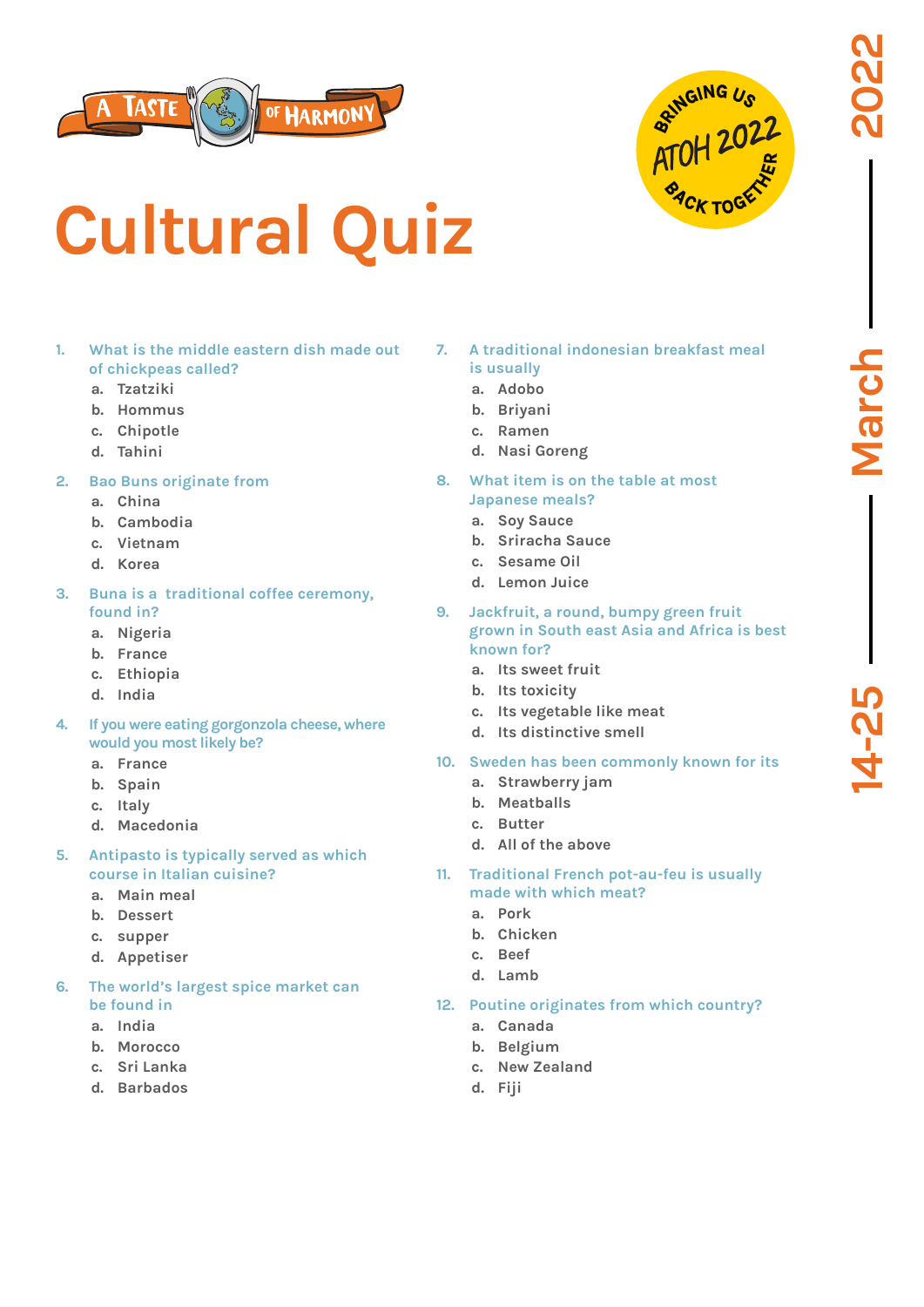A TASTE OF HARMONY

BRINGING US ATOH 2022 BACK TOGETHER

14-25 March 2022

# Cultural Quiz

1. What is the middle eastern dish made out of chickpeas called?
   a. Tzatziki
   b. Hommus
   c. Chipotle
   d. Tahini

2. Bao Buns originate from
   a. China
   b. Cambodia
   c. Vietnam
   d. Korea

3. Buna is a traditional coffee ceremony, found in?
   a. Nigeria
   b. France
   c. Ethiopia
   d. India

4. If you were eating gorgonzola cheese, where would you most likely be?
   a. France
   b. Spain
   c. Italy
   d. Macedonia

5. Antipasto is typically served as which course in Italian cuisine?
   a. Main meal
   b. Dessert
   c. supper
   d. Appetiser

6. The world's largest spice market can be found in
   a. India
   b. Morocco
   c. Sri Lanka
   d. Barbados

7. A traditional indonesian breakfast meal is usually
   a. Adobo
   b. Briyani
   c. Ramen
   d. Nasi Goreng

8. What item is on the table at most Japanese meals?
   a. Soy Sauce
   b. Sriracha Sauce
   c. Sesame Oil
   d. Lemon Juice

9. Jackfruit, a round, bumpy green fruit grown in South east Asia and Africa is best known for?
   a. Its sweet fruit
   b. Its toxicity
   c. Its vegetable like meat
   d. Its distinctive smell

10. Sweden has been commonly known for its
    a. Strawberry jam
    b. Meatballs
    c. Butter
    d. All of the above

11. Traditional French pot-au-feu is usually made with which meat?
    a. Pork
    b. Chicken
    c. Beef
    d. Lamb

12. Poutine originates from which country?
    a. Canada
    b. Belgium
    c. New Zealand
    d. Fiji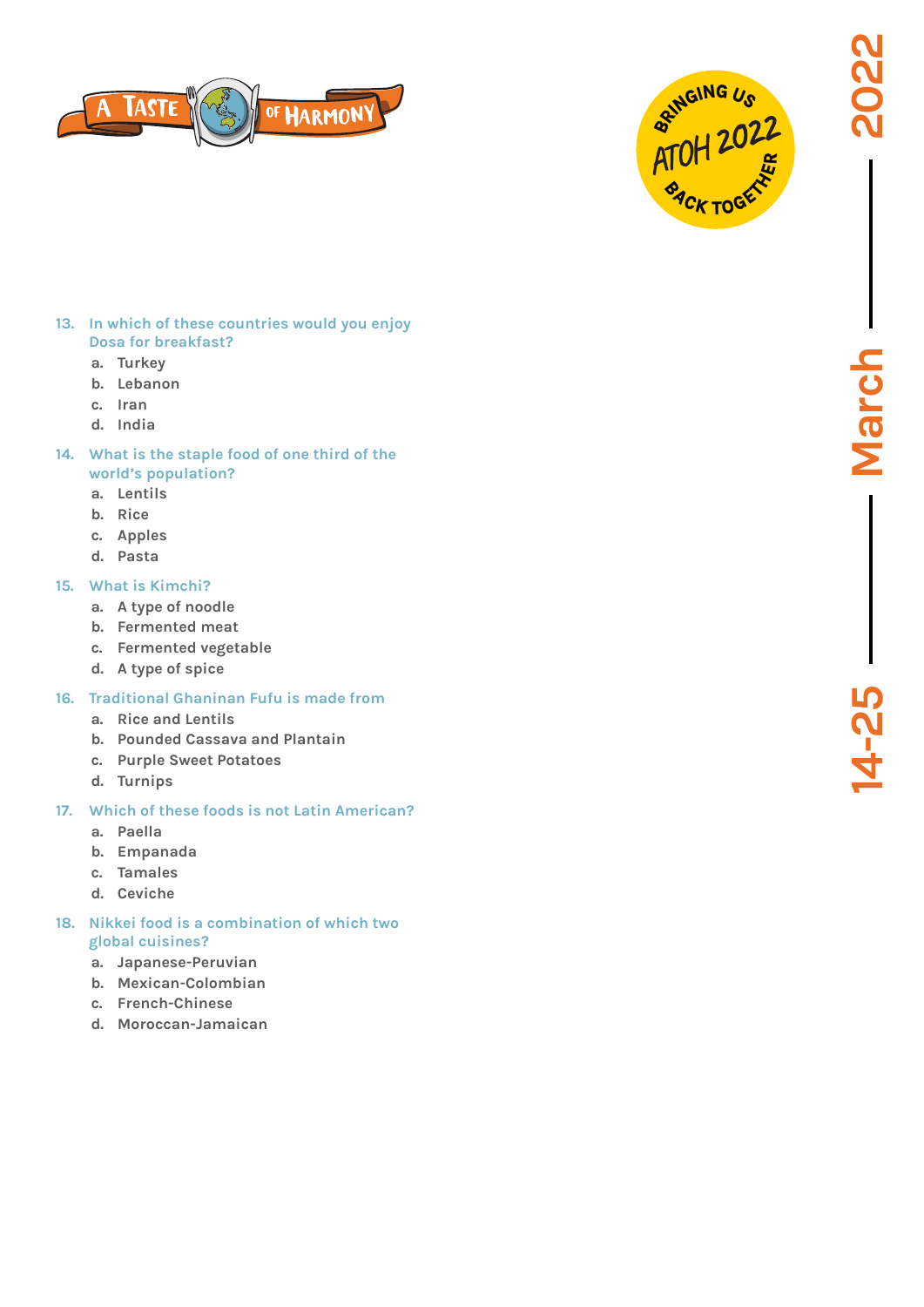13. In which of these countries would you enjoy Dosa for breakfast?
    a. Turkey
    b. Lebanon
    c. Iran
    d. India

14. What is the staple food of one third of the world's population?
    a. Lentils
    b. Rice
    c. Apples
    d. Pasta

15. What is Kimchi?
    a. A type of noodle
    b. Fermented meat
    c. Fermented vegetable
    d. A type of spice

16. Traditional Ghaninan Fufu is made from
    a. Rice and Lentils
    b. Pounded Cassava and Plantain
    c. Purple Sweet Potatoes
    d. Turnips

17. Which of these foods is not Latin American?
    a. Paella
    b. Empanada
    c. Tamales
    d. Ceviche

18. Nikkei food is a combination of which two global cuisines?
    a. Japanese-Peruvian
    b. Mexican-Colombian
    c. French-Chinese
    d. Moroccan-Jamaican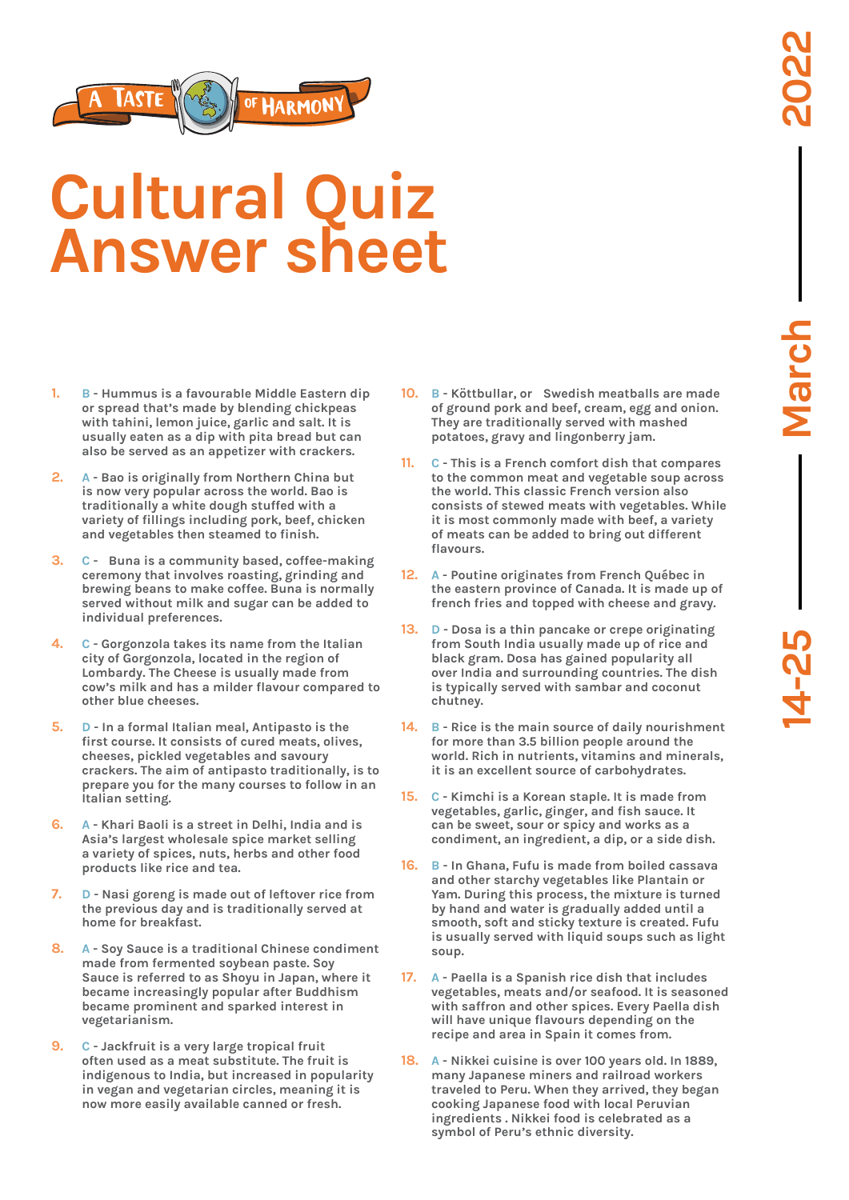A TASTE OF HARMONY

2022 — March — 14-25

# Cultural Quiz Answer sheet

1. **B** - Hummus is a favourable Middle Eastern dip or spread that's made by blending chickpeas with tahini, lemon juice, garlic and salt. It is usually eaten as a dip with pita bread but can also be served as an appetizer with crackers.

2. **A** - Bao is originally from Northern China but is now very popular across the world. Bao is traditionally a white dough stuffed with a variety of fillings including pork, beef, chicken and vegetables then steamed to finish.

3. **C** - Buna is a community based, coffee-making ceremony that involves roasting, grinding and brewing beans to make coffee. Buna is normally served without milk and sugar can be added to individual preferences.

4. **C** - Gorgonzola takes its name from the Italian city of Gorgonzola, located in the region of Lombardy. The Cheese is usually made from cow's milk and has a milder flavour compared to other blue cheeses.

5. **D** - In a formal Italian meal, Antipasto is the first course. It consists of cured meats, olives, cheeses, pickled vegetables and savoury crackers. The aim of antipasto traditionally, is to prepare you for the many courses to follow in an Italian setting.

6. **A** - Khari Baoli is a street in Delhi, India and is Asia's largest wholesale spice market selling a variety of spices, nuts, herbs and other food products like rice and tea.

7. **D** - Nasi goreng is made out of leftover rice from the previous day and is traditionally served at home for breakfast.

8. **A** - Soy Sauce is a traditional Chinese condiment made from fermented soybean paste. Soy Sauce is referred to as Shoyu in Japan, where it became increasingly popular after Buddhism became prominent and sparked interest in vegetarianism.

9. **C** - Jackfruit is a very large tropical fruit often used as a meat substitute. The fruit is indigenous to India, but increased in popularity in vegan and vegetarian circles, meaning it is now more easily available canned or fresh.

10. **B** - Köttbullar, or Swedish meatballs are made of ground pork and beef, cream, egg and onion. They are traditionally served with mashed potatoes, gravy and lingonberry jam.

11. **C** - This is a French comfort dish that compares to the common meat and vegetable soup across the world. This classic French version also consists of stewed meats with vegetables. While it is most commonly made with beef, a variety of meats can be added to bring out different flavours.

12. **A** - Poutine originates from French Québec in the eastern province of Canada. It is made up of french fries and topped with cheese and gravy.

13. **D** - Dosa is a thin pancake or crepe originating from South India usually made up of rice and black gram. Dosa has gained popularity all over India and surrounding countries. The dish is typically served with sambar and coconut chutney.

14. **B** - Rice is the main source of daily nourishment for more than 3.5 billion people around the world. Rich in nutrients, vitamins and minerals, it is an excellent source of carbohydrates.

15. **C** - Kimchi is a Korean staple. It is made from vegetables, garlic, ginger, and fish sauce. It can be sweet, sour or spicy and works as a condiment, an ingredient, a dip, or a side dish.

16. **B** - In Ghana, Fufu is made from boiled cassava and other starchy vegetables like Plantain or Yam. During this process, the mixture is turned by hand and water is gradually added until a smooth, soft and sticky texture is created. Fufu is usually served with liquid soups such as light soup.

17. **A** - Paella is a Spanish rice dish that includes vegetables, meats and/or seafood. It is seasoned with saffron and other spices. Every Paella dish will have unique flavours depending on the recipe and area in Spain it comes from.

18. **A** - Nikkei cuisine is over 100 years old. In 1889, many Japanese miners and railroad workers traveled to Peru. When they arrived, they began cooking Japanese food with local Peruvian ingredients . Nikkei food is celebrated as a symbol of Peru's ethnic diversity.